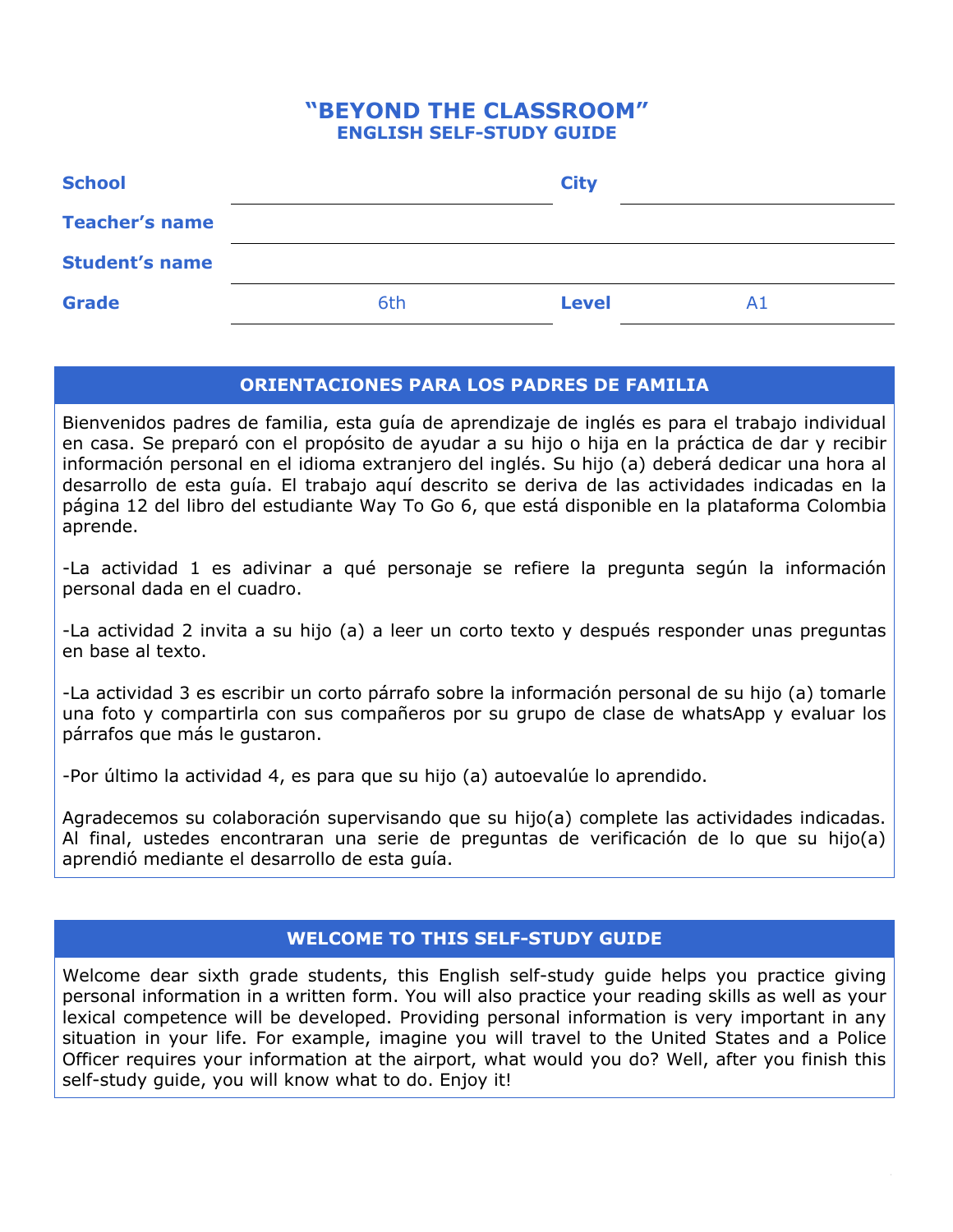# "BEYOND THE CLASSROOM"
## ENGLISH SELF-STUDY GUIDE

| | | | |
|---|---|---|---|
| **School** | | **City** | |
| **Teacher's name** | | | |
| **Student's name** | | | |
| **Grade** | 6th | **Level** | A1 |

### ORIENTACIONES PARA LOS PADRES DE FAMILIA

Bienvenidos padres de familia, esta guía de aprendizaje de inglés es para el trabajo individual en casa. Se preparó con el propósito de ayudar a su hijo o hija en la práctica de dar y recibir información personal en el idioma extranjero del inglés. Su hijo (a) deberá dedicar una hora al desarrollo de esta guía. El trabajo aquí descrito se deriva de las actividades indicadas en la página 12 del libro del estudiante Way To Go 6, que está disponible en la plataforma Colombia aprende.

-La actividad 1 es adivinar a qué personaje se refiere la pregunta según la información personal dada en el cuadro.

-La actividad 2 invita a su hijo (a) a leer un corto texto y después responder unas preguntas en base al texto.

-La actividad 3 es escribir un corto párrafo sobre la información personal de su hijo (a) tomarle una foto y compartirla con sus compañeros por su grupo de clase de whatsApp y evaluar los párrafos que más le gustaron.

-Por último la actividad 4, es para que su hijo (a) autoevalúe lo aprendido.

Agradecemos su colaboración supervisando que su hijo(a) complete las actividades indicadas. Al final, ustedes encontraran una serie de preguntas de verificación de lo que su hijo(a) aprendió mediante el desarrollo de esta guía.

### WELCOME TO THIS SELF-STUDY GUIDE

Welcome dear sixth grade students, this English self-study guide helps you practice giving personal information in a written form. You will also practice your reading skills as well as your lexical competence will be developed. Providing personal information is very important in any situation in your life. For example, imagine you will travel to the United States and a Police Officer requires your information at the airport, what would you do? Well, after you finish this self-study guide, you will know what to do. Enjoy it!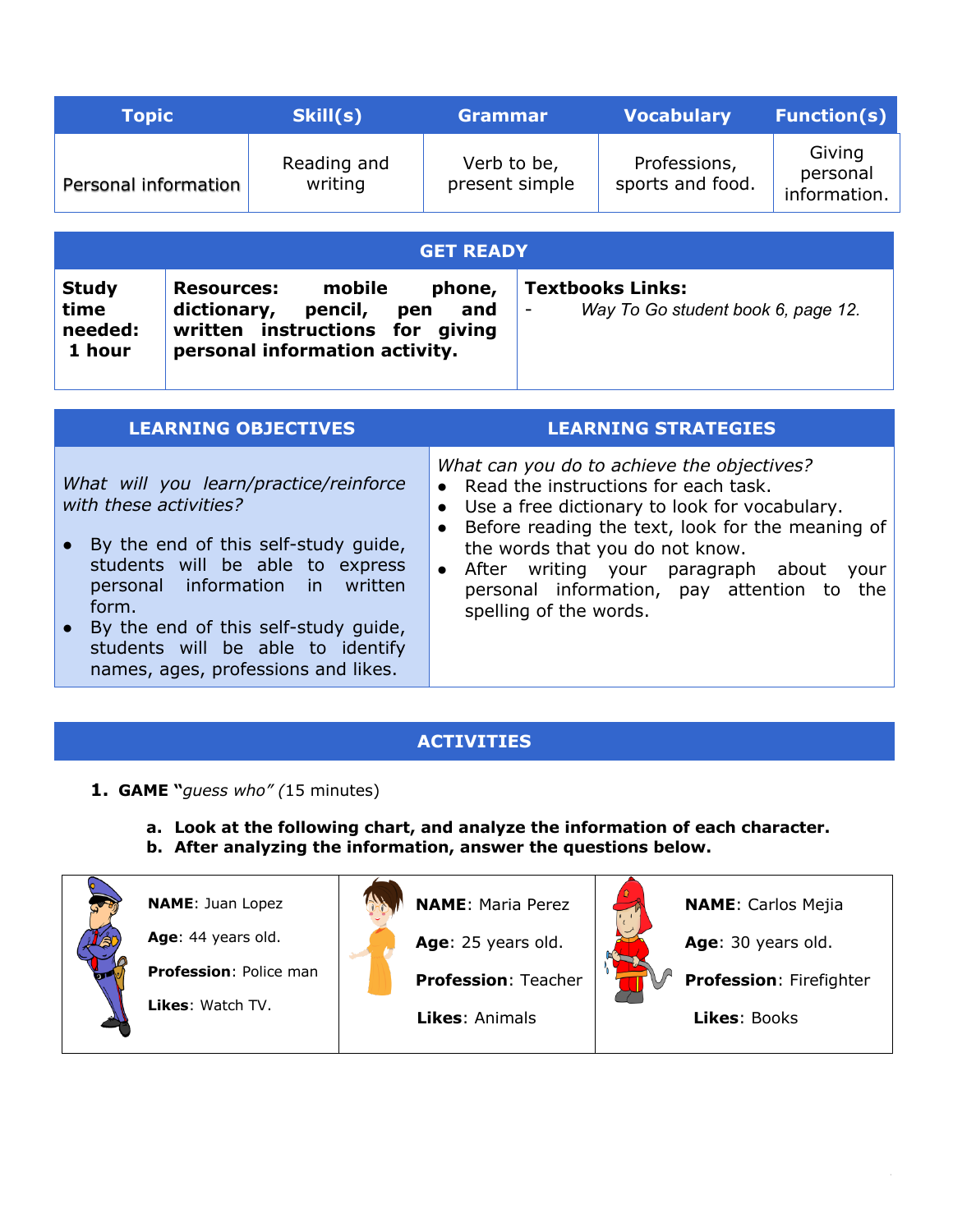| Topic | Skill(s) | Grammar | Vocabulary | Function(s) |
|---|---|---|---|---|
| Personal information | Reading and writing | Verb to be, present simple | Professions, sports and food. | Giving personal information. |

| GET READY | | |
|---|---|---|
| **Study time needed: 1 hour** | **Resources: mobile phone, dictionary, pencil, pen and written instructions for giving personal information activity.** | **Textbooks Links:**<br>- *Way To Go student book 6, page 12.* |

| LEARNING OBJECTIVES | LEARNING STRATEGIES |
|---|---|
| *What will you learn/practice/reinforce with these activities?*<br>• By the end of this self-study guide, students will be able to express personal information in written form.<br>• By the end of this self-study guide, students will be able to identify names, ages, professions and likes. | *What can you do to achieve the objectives?*<br>• Read the instructions for each task.<br>• Use a free dictionary to look for vocabulary.<br>• Before reading the text, look for the meaning of the words that you do not know.<br>• After writing your paragraph about your personal information, pay attention to the spelling of the words. |

## ACTIVITIES

1. **GAME "***guess who" (*15 minutes)

   a. **Look at the following chart, and analyze the information of each character.**
   b. **After analyzing the information, answer the questions below.**

| | | |
|---|---|---|
| **NAME**: Juan Lopez<br>**Age**: 44 years old.<br>**Profession**: Police man<br>**Likes**: Watch TV. | **NAME**: Maria Perez<br>**Age**: 25 years old.<br>**Profession**: Teacher<br>**Likes**: Animals | **NAME**: Carlos Mejia<br>**Age**: 30 years old.<br>**Profession**: Firefighter<br>**Likes**: Books |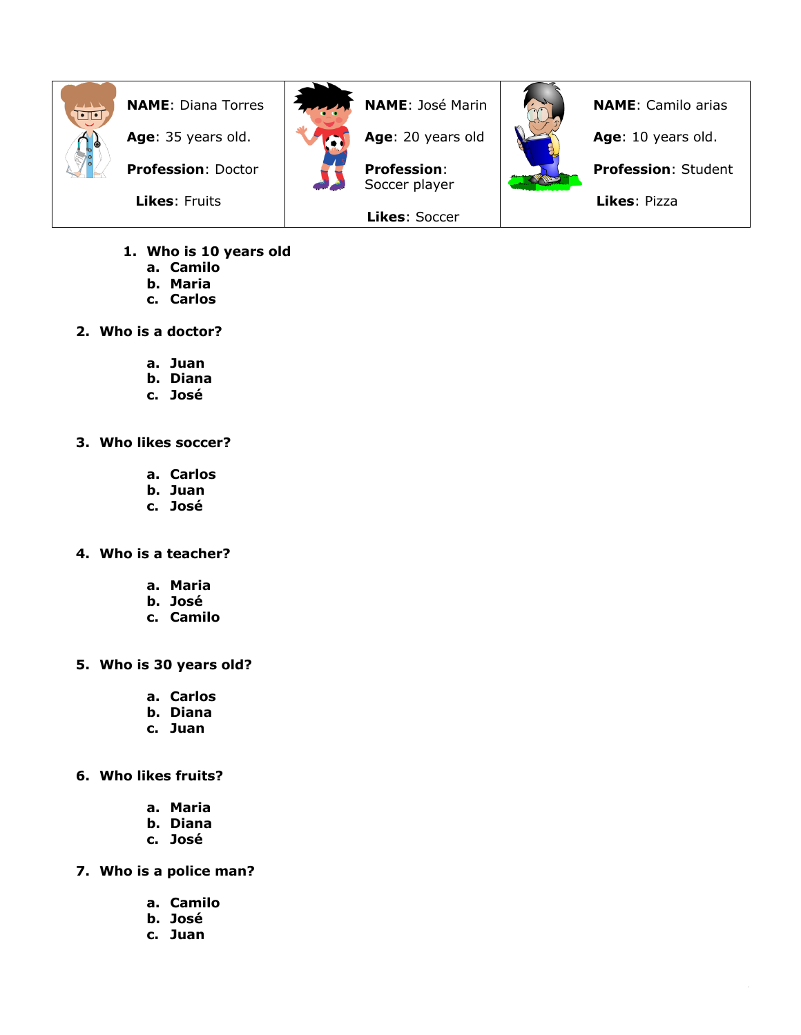| NAME: Diana Torres<br>Age: 35 years old.<br>Profession: Doctor<br>Likes: Fruits | NAME: José Marin<br>Age: 20 years old<br>Profession: Soccer player<br>Likes: Soccer | NAME: Camilo arias<br>Age: 10 years old.<br>Profession: Student<br>Likes: Pizza |
|---|---|---|

1. **Who is 10 years old**
   a. **Camilo**
   b. **Maria**
   c. **Carlos**

2. **Who is a doctor?**
   a. **Juan**
   b. **Diana**
   c. **José**

3. **Who likes soccer?**
   a. **Carlos**
   b. **Juan**
   c. **José**

4. **Who is a teacher?**
   a. **Maria**
   b. **José**
   c. **Camilo**

5. **Who is 30 years old?**
   a. **Carlos**
   b. **Diana**
   c. **Juan**

6. **Who likes fruits?**
   a. **Maria**
   b. **Diana**
   c. **José**

7. **Who is a police man?**
   a. **Camilo**
   b. **José**
   c. **Juan**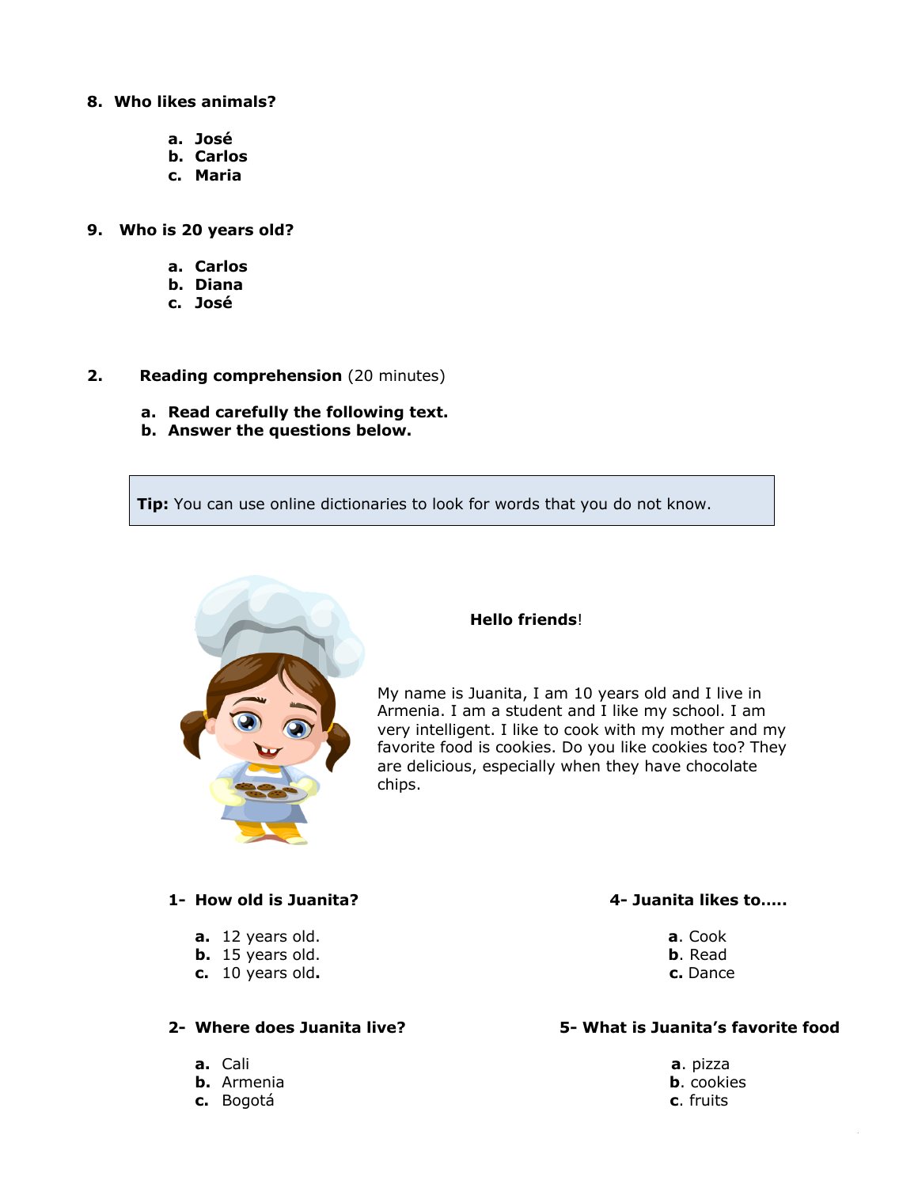8. **Who likes animals?**

   a. **José**
   b. **Carlos**
   c. **Maria**

9. **Who is 20 years old?**

   a. **Carlos**
   b. **Diana**
   c. **José**

2. **Reading comprehension** (20 minutes)

   a. **Read carefully the following text.**
   b. **Answer the questions below.**

**Tip:** You can use online dictionaries to look for words that you do not know.

**Hello friends**!

My name is Juanita, I am 10 years old and I live in Armenia. I am a student and I like my school. I am very intelligent. I like to cook with my mother and my favorite food is cookies. Do you like cookies too? They are delicious, especially when they have chocolate chips.

**1- How old is Juanita?**

**a.** 12 years old.
**b.** 15 years old.
**c.** 10 years old**.**

**2- Where does Juanita live?**

**a.** Cali
**b.** Armenia
**c.** Bogotá

**4- Juanita likes to.....**

**a**. Cook
**b**. Read
**c.** Dance

**5- What is Juanita's favorite food**

**a**. pizza
**b**. cookies
**c**. fruits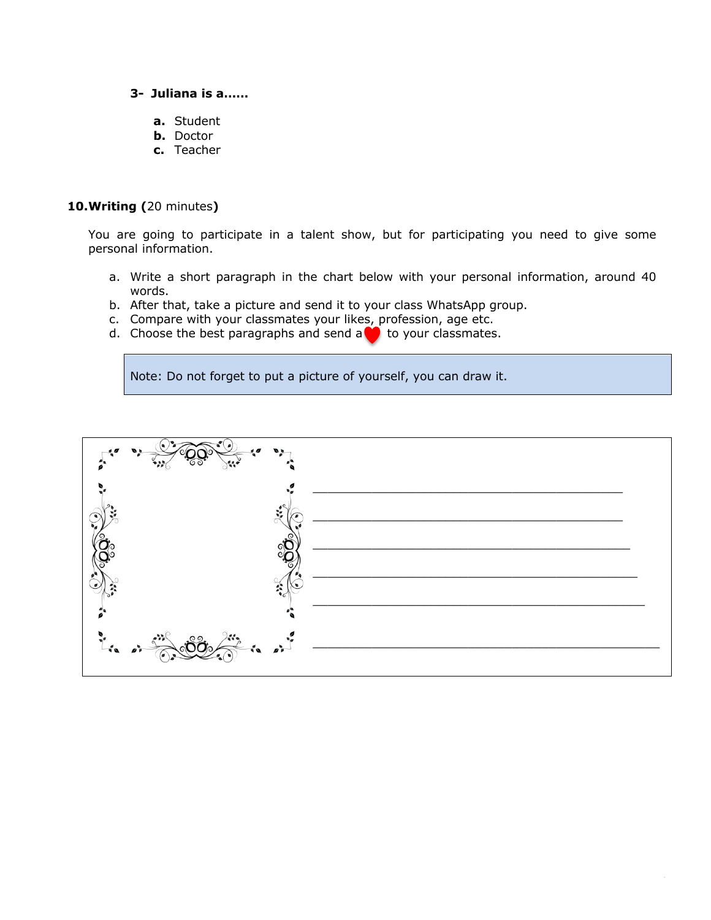**3- Juliana is a……**

- **a.** Student
- **b.** Doctor
- **c.** Teacher

**10.Writing (**20 minutes**)**

You are going to participate in a talent show, but for participating you need to give some personal information.

a. Write a short paragraph in the chart below with your personal information, around 40 words.
b. After that, take a picture and send it to your class WhatsApp group.
c. Compare with your classmates your likes, profession, age etc.
d. Choose the best paragraphs and send a ❤ to your classmates.

> Note: Do not forget to put a picture of yourself, you can draw it.

| | |
|---|---|
| | ______________________________________________ |
| | ______________________________________________ |
| | ______________________________________________ |
| | ______________________________________________ |
| | ______________________________________________ |
| | ______________________________________________ |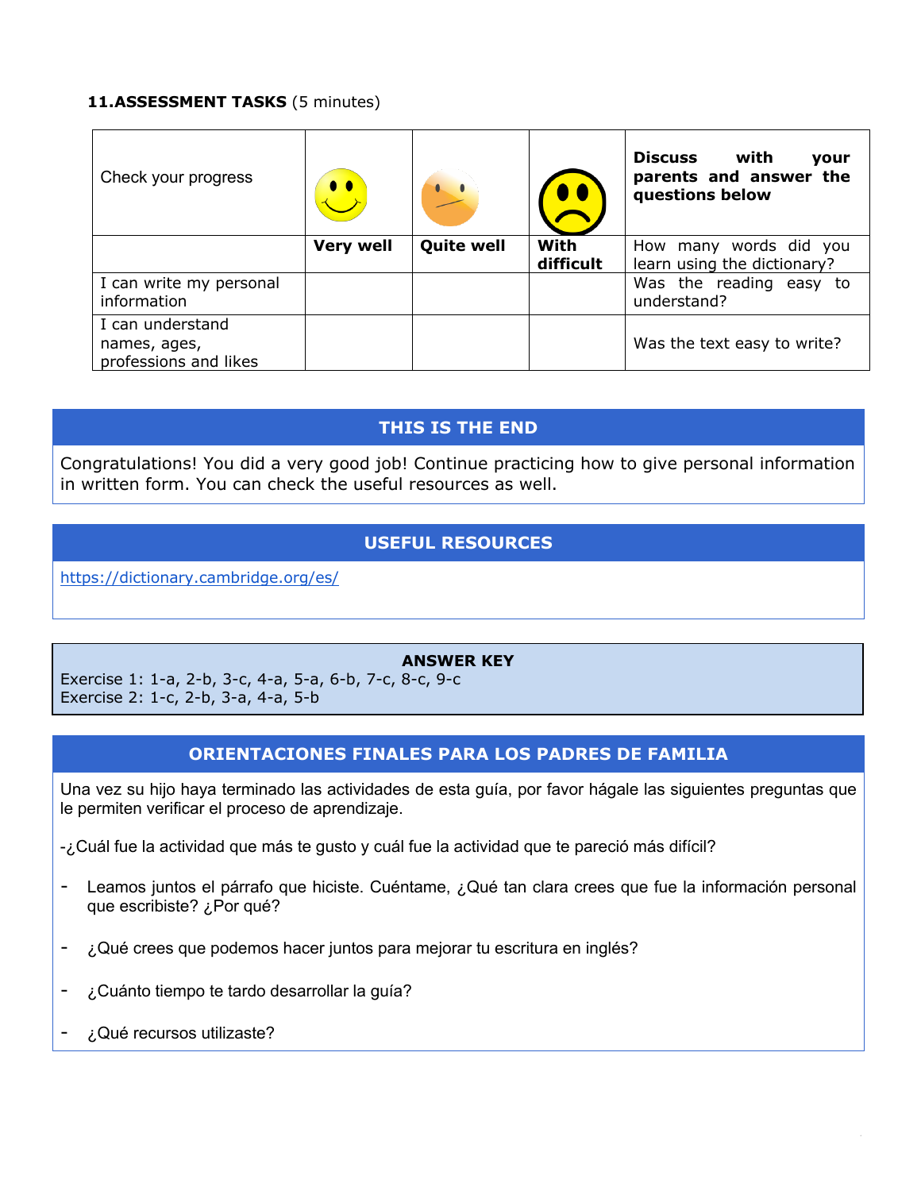**11.ASSESSMENT TASKS** (5 minutes)

| Check your progress | | | | **Discuss with your parents and answer the questions below** |
|---|---|---|---|---|
| | **Very well** | **Quite well** | **With difficult** | How many words did you learn using the dictionary? |
| I can write my personal information | | | | Was the reading easy to understand? |
| I can understand names, ages, professions and likes | | | | Was the text easy to write? |

## THIS IS THE END

Congratulations! You did a very good job! Continue practicing how to give personal information in written form. You can check the useful resources as well.

## USEFUL RESOURCES

https://dictionary.cambridge.org/es/

## ANSWER KEY

Exercise 1: 1-a, 2-b, 3-c, 4-a, 5-a, 6-b, 7-c, 8-c, 9-c
Exercise 2: 1-c, 2-b, 3-a, 4-a, 5-b

## ORIENTACIONES FINALES PARA LOS PADRES DE FAMILIA

Una vez su hijo haya terminado las actividades de esta guía, por favor hágale las siguientes preguntas que le permiten verificar el proceso de aprendizaje.

-¿Cuál fue la actividad que más te gusto y cuál fue la actividad que te pareció más difícil?

- Leamos juntos el párrafo que hiciste. Cuéntame, ¿Qué tan clara crees que fue la información personal que escribiste? ¿Por qué?
- ¿Qué crees que podemos hacer juntos para mejorar tu escritura en inglés?
- ¿Cuánto tiempo te tardo desarrollar la guía?
- ¿Qué recursos utilizaste?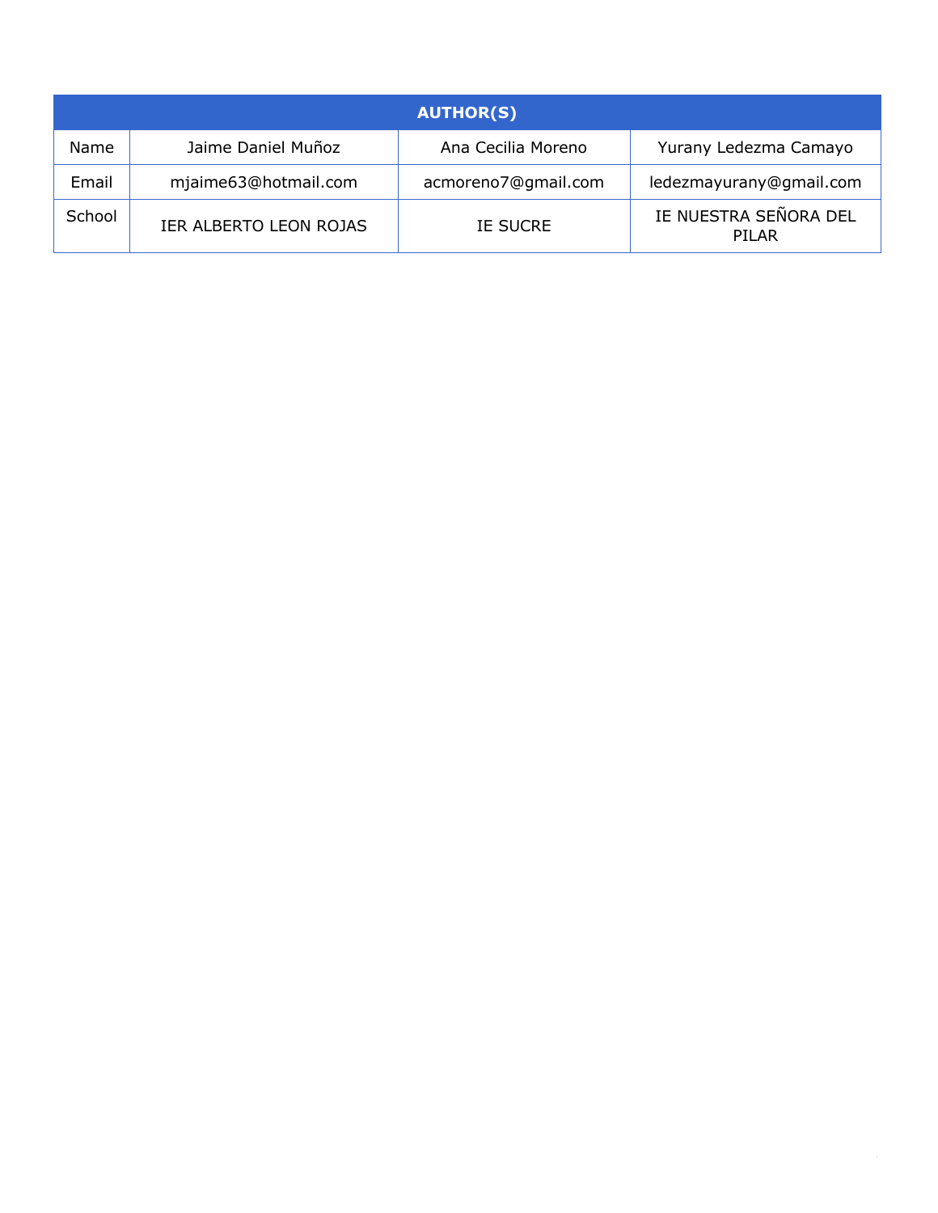| AUTHOR(S) | | | |
| --- | --- | --- | --- |
| Name | Jaime Daniel Muñoz | Ana Cecilia Moreno | Yurany Ledezma Camayo |
| Email | mjaime63@hotmail.com | acmoreno7@gmail.com | ledezmayurany@gmail.com |
| School | IER ALBERTO LEON ROJAS | IE SUCRE | IE NUESTRA SEÑORA DEL PILAR |